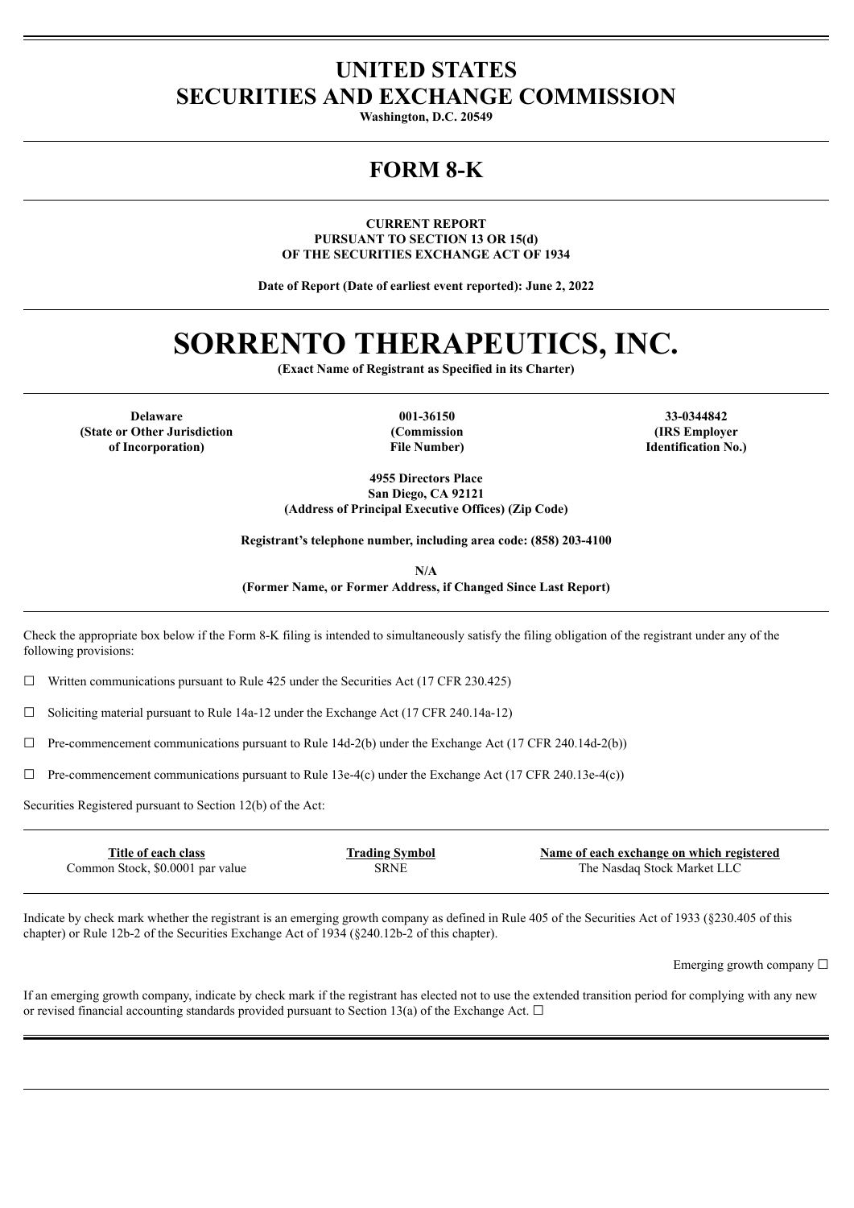# UNITED STATES
# SECURITIES AND EXCHANGE COMMISSION

**Washington, D.C. 20549**

## FORM 8-K

**CURRENT REPORT**
**PURSUANT TO SECTION 13 OR 15(d)**
**OF THE SECURITIES EXCHANGE ACT OF 1934**

**Date of Report (Date of earliest event reported): June 2, 2022**

# SORRENTO THERAPEUTICS, INC.

**(Exact Name of Registrant as Specified in its Charter)**

| Delaware | 001-36150 | 33-0344842 |
|---|---|---|
| (State or Other Jurisdiction of Incorporation) | (Commission File Number) | (IRS Employer Identification No.) |

**4955 Directors Place**
**San Diego, CA 92121**
**(Address of Principal Executive Offices) (Zip Code)**

**Registrant's telephone number, including area code: (858) 203-4100**

**N/A**
**(Former Name, or Former Address, if Changed Since Last Report)**

Check the appropriate box below if the Form 8-K filing is intended to simultaneously satisfy the filing obligation of the registrant under any of the following provisions:

☐ Written communications pursuant to Rule 425 under the Securities Act (17 CFR 230.425)

☐ Soliciting material pursuant to Rule 14a-12 under the Exchange Act (17 CFR 240.14a-12)

☐ Pre-commencement communications pursuant to Rule 14d-2(b) under the Exchange Act (17 CFR 240.14d-2(b))

☐ Pre-commencement communications pursuant to Rule 13e-4(c) under the Exchange Act (17 CFR 240.13e-4(c))

Securities Registered pursuant to Section 12(b) of the Act:

| Title of each class | Trading Symbol | Name of each exchange on which registered |
|---|---|---|
| Common Stock, $0.0001 par value | SRNE | The Nasdaq Stock Market LLC |

Indicate by check mark whether the registrant is an emerging growth company as defined in Rule 405 of the Securities Act of 1933 (§230.405 of this chapter) or Rule 12b-2 of the Securities Exchange Act of 1934 (§240.12b-2 of this chapter).

Emerging growth company ☐

If an emerging growth company, indicate by check mark if the registrant has elected not to use the extended transition period for complying with any new or revised financial accounting standards provided pursuant to Section 13(a) of the Exchange Act. ☐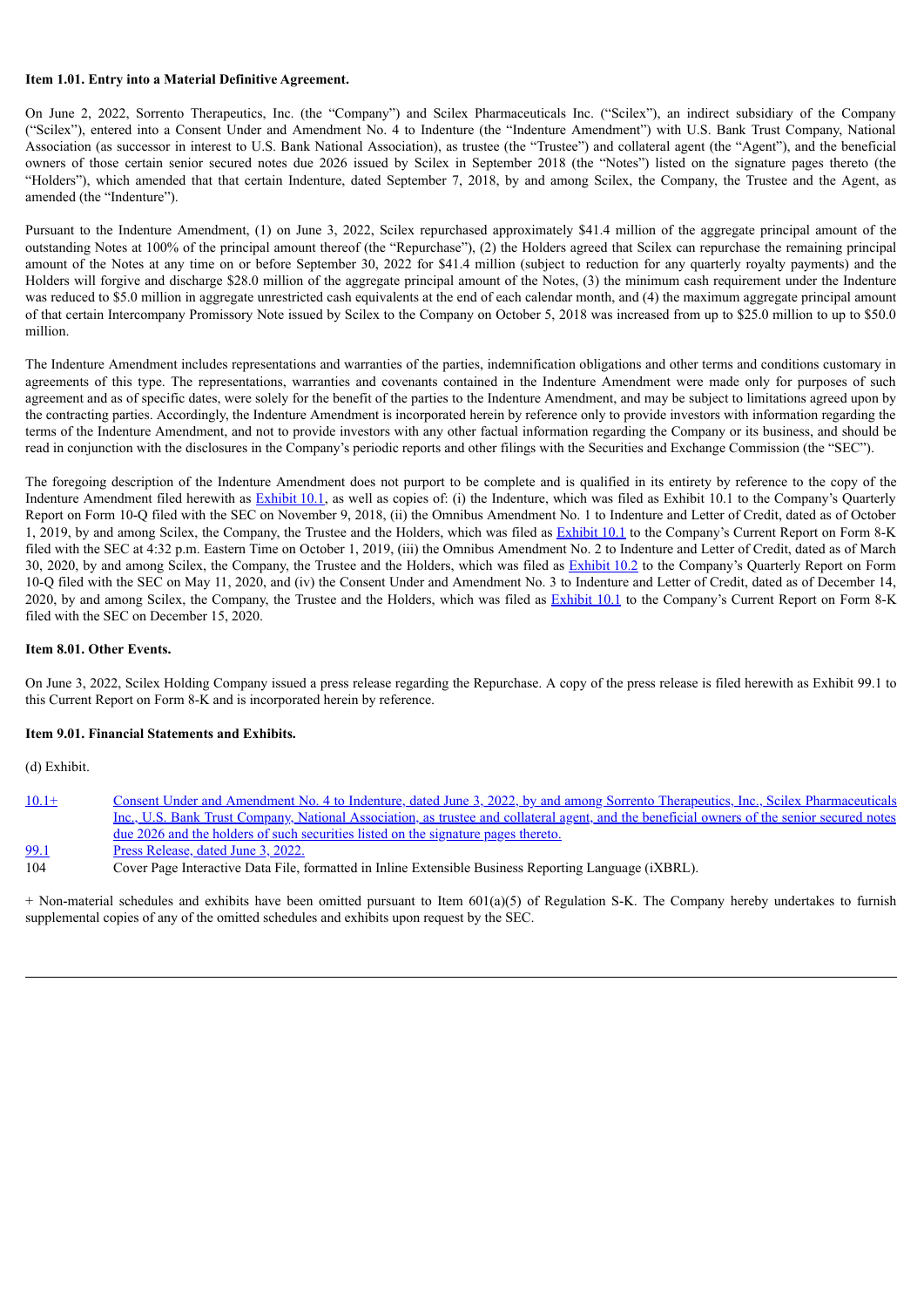**Item 1.01. Entry into a Material Definitive Agreement.**

On June 2, 2022, Sorrento Therapeutics, Inc. (the "Company") and Scilex Pharmaceuticals Inc. ("Scilex"), an indirect subsidiary of the Company ("Scilex"), entered into a Consent Under and Amendment No. 4 to Indenture (the "Indenture Amendment") with U.S. Bank Trust Company, National Association (as successor in interest to U.S. Bank National Association), as trustee (the "Trustee") and collateral agent (the "Agent"), and the beneficial owners of those certain senior secured notes due 2026 issued by Scilex in September 2018 (the "Notes") listed on the signature pages thereto (the "Holders"), which amended that that certain Indenture, dated September 7, 2018, by and among Scilex, the Company, the Trustee and the Agent, as amended (the "Indenture").

Pursuant to the Indenture Amendment, (1) on June 3, 2022, Scilex repurchased approximately $41.4 million of the aggregate principal amount of the outstanding Notes at 100% of the principal amount thereof (the "Repurchase"), (2) the Holders agreed that Scilex can repurchase the remaining principal amount of the Notes at any time on or before September 30, 2022 for $41.4 million (subject to reduction for any quarterly royalty payments) and the Holders will forgive and discharge $28.0 million of the aggregate principal amount of the Notes, (3) the minimum cash requirement under the Indenture was reduced to $5.0 million in aggregate unrestricted cash equivalents at the end of each calendar month, and (4) the maximum aggregate principal amount of that certain Intercompany Promissory Note issued by Scilex to the Company on October 5, 2018 was increased from up to $25.0 million to up to $50.0 million.

The Indenture Amendment includes representations and warranties of the parties, indemnification obligations and other terms and conditions customary in agreements of this type. The representations, warranties and covenants contained in the Indenture Amendment were made only for purposes of such agreement and as of specific dates, were solely for the benefit of the parties to the Indenture Amendment, and may be subject to limitations agreed upon by the contracting parties. Accordingly, the Indenture Amendment is incorporated herein by reference only to provide investors with information regarding the terms of the Indenture Amendment, and not to provide investors with any other factual information regarding the Company or its business, and should be read in conjunction with the disclosures in the Company's periodic reports and other filings with the Securities and Exchange Commission (the "SEC").

The foregoing description of the Indenture Amendment does not purport to be complete and is qualified in its entirety by reference to the copy of the Indenture Amendment filed herewith as Exhibit 10.1, as well as copies of: (i) the Indenture, which was filed as Exhibit 10.1 to the Company's Quarterly Report on Form 10-Q filed with the SEC on November 9, 2018, (ii) the Omnibus Amendment No. 1 to Indenture and Letter of Credit, dated as of October 1, 2019, by and among Scilex, the Company, the Trustee and the Holders, which was filed as Exhibit 10.1 to the Company's Current Report on Form 8-K filed with the SEC at 4:32 p.m. Eastern Time on October 1, 2019, (iii) the Omnibus Amendment No. 2 to Indenture and Letter of Credit, dated as of March 30, 2020, by and among Scilex, the Company, the Trustee and the Holders, which was filed as Exhibit 10.2 to the Company's Quarterly Report on Form 10-Q filed with the SEC on May 11, 2020, and (iv) the Consent Under and Amendment No. 3 to Indenture and Letter of Credit, dated as of December 14, 2020, by and among Scilex, the Company, the Trustee and the Holders, which was filed as Exhibit 10.1 to the Company's Current Report on Form 8-K filed with the SEC on December 15, 2020.

**Item 8.01. Other Events.**

On June 3, 2022, Scilex Holding Company issued a press release regarding the Repurchase. A copy of the press release is filed herewith as Exhibit 99.1 to this Current Report on Form 8-K and is incorporated herein by reference.

**Item 9.01. Financial Statements and Exhibits.**

(d) Exhibit.

| | |
|---|---|
| 10.1+ | Consent Under and Amendment No. 4 to Indenture, dated June 3, 2022, by and among Sorrento Therapeutics, Inc., Scilex Pharmaceuticals Inc., U.S. Bank Trust Company, National Association, as trustee and collateral agent, and the beneficial owners of the senior secured notes due 2026 and the holders of such securities listed on the signature pages thereto. |
| 99.1 | Press Release, dated June 3, 2022. |
| 104 | Cover Page Interactive Data File, formatted in Inline Extensible Business Reporting Language (iXBRL). |

+ Non-material schedules and exhibits have been omitted pursuant to Item 601(a)(5) of Regulation S-K. The Company hereby undertakes to furnish supplemental copies of any of the omitted schedules and exhibits upon request by the SEC.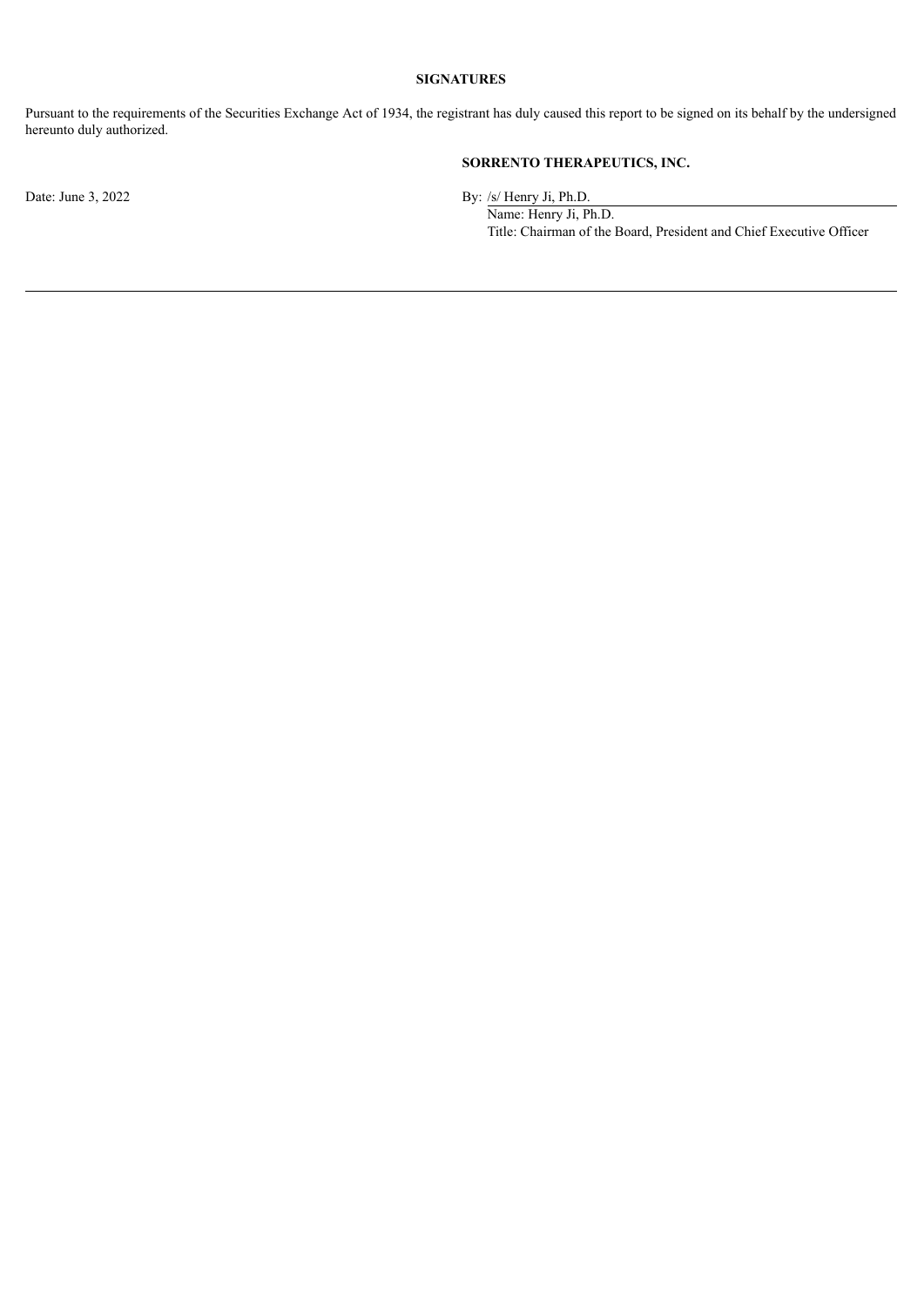**SIGNATURES**

Pursuant to the requirements of the Securities Exchange Act of 1934, the registrant has duly caused this report to be signed on its behalf by the undersigned hereunto duly authorized.

**SORRENTO THERAPEUTICS, INC.**

Date: June 3, 2022

By: /s/ Henry Ji, Ph.D.

Name: Henry Ji, Ph.D.

Title: Chairman of the Board, President and Chief Executive Officer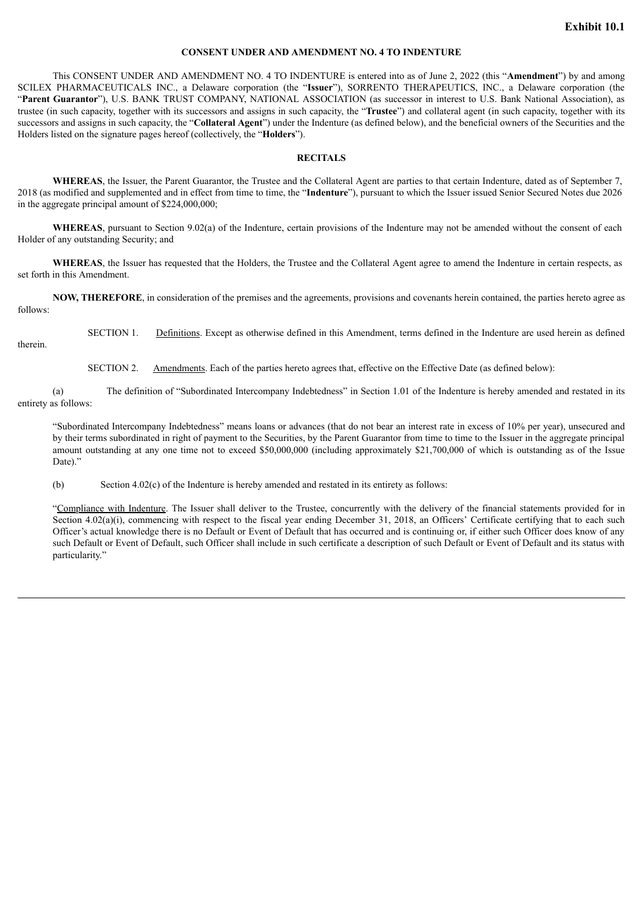**Exhibit 10.1**

**CONSENT UNDER AND AMENDMENT NO. 4 TO INDENTURE**

This CONSENT UNDER AND AMENDMENT NO. 4 TO INDENTURE is entered into as of June 2, 2022 (this "**Amendment**") by and among SCILEX PHARMACEUTICALS INC., a Delaware corporation (the "**Issuer**"), SORRENTO THERAPEUTICS, INC., a Delaware corporation (the "**Parent Guarantor**"), U.S. BANK TRUST COMPANY, NATIONAL ASSOCIATION (as successor in interest to U.S. Bank National Association), as trustee (in such capacity, together with its successors and assigns in such capacity, the "**Trustee**") and collateral agent (in such capacity, together with its successors and assigns in such capacity, the "**Collateral Agent**") under the Indenture (as defined below), and the beneficial owners of the Securities and the Holders listed on the signature pages hereof (collectively, the "**Holders**").

**RECITALS**

**WHEREAS**, the Issuer, the Parent Guarantor, the Trustee and the Collateral Agent are parties to that certain Indenture, dated as of September 7, 2018 (as modified and supplemented and in effect from time to time, the "**Indenture**"), pursuant to which the Issuer issued Senior Secured Notes due 2026 in the aggregate principal amount of $224,000,000;

**WHEREAS**, pursuant to Section 9.02(a) of the Indenture, certain provisions of the Indenture may not be amended without the consent of each Holder of any outstanding Security; and

**WHEREAS**, the Issuer has requested that the Holders, the Trustee and the Collateral Agent agree to amend the Indenture in certain respects, as set forth in this Amendment.

**NOW, THEREFORE**, in consideration of the premises and the agreements, provisions and covenants herein contained, the parties hereto agree as follows:

SECTION 1. Definitions. Except as otherwise defined in this Amendment, terms defined in the Indenture are used herein as defined therein.

SECTION 2. Amendments. Each of the parties hereto agrees that, effective on the Effective Date (as defined below):

(a) The definition of "Subordinated Intercompany Indebtedness" in Section 1.01 of the Indenture is hereby amended and restated in its entirety as follows:

"Subordinated Intercompany Indebtedness" means loans or advances (that do not bear an interest rate in excess of 10% per year), unsecured and by their terms subordinated in right of payment to the Securities, by the Parent Guarantor from time to time to the Issuer in the aggregate principal amount outstanding at any one time not to exceed $50,000,000 (including approximately $21,700,000 of which is outstanding as of the Issue Date)."

(b) Section 4.02(c) of the Indenture is hereby amended and restated in its entirety as follows:

"Compliance with Indenture. The Issuer shall deliver to the Trustee, concurrently with the delivery of the financial statements provided for in Section 4.02(a)(i), commencing with respect to the fiscal year ending December 31, 2018, an Officers' Certificate certifying that to each such Officer's actual knowledge there is no Default or Event of Default that has occurred and is continuing or, if either such Officer does know of any such Default or Event of Default, such Officer shall include in such certificate a description of such Default or Event of Default and its status with particularity."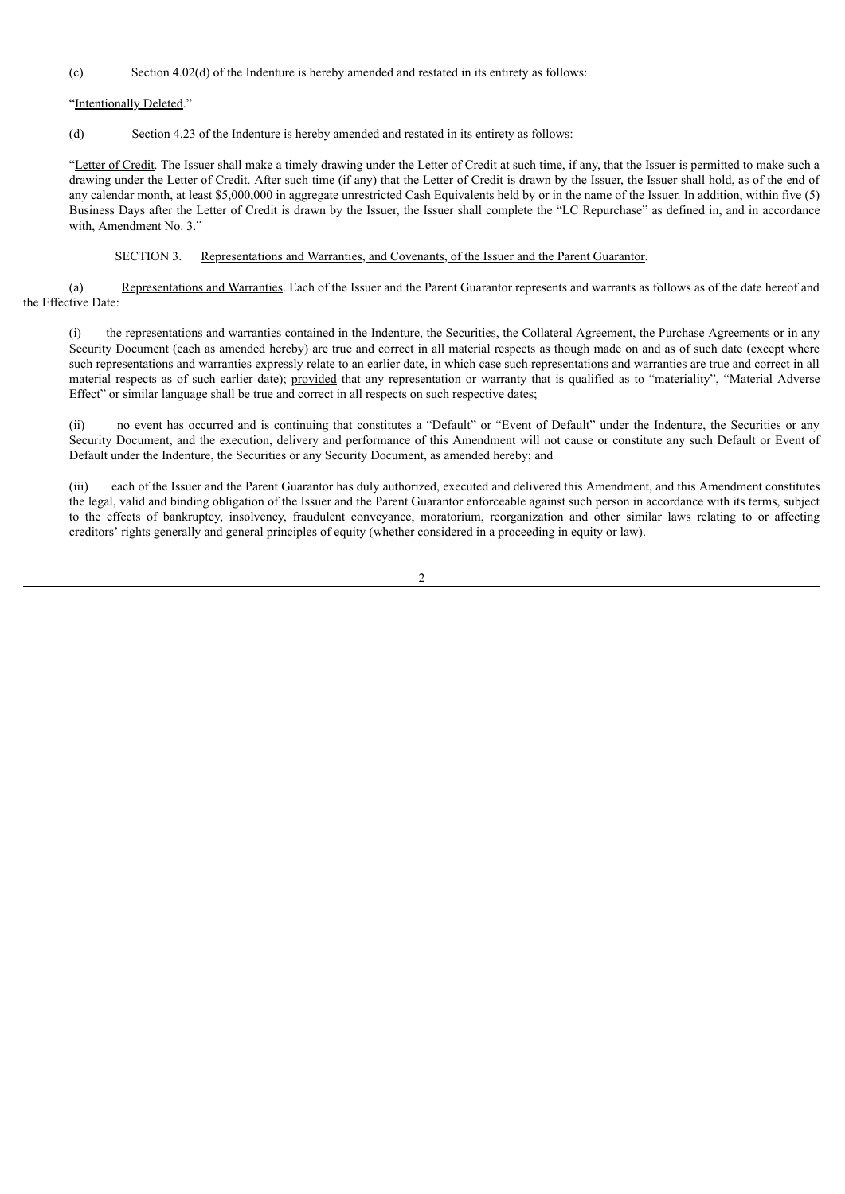(c) Section 4.02(d) of the Indenture is hereby amended and restated in its entirety as follows:

"Intentionally Deleted."

(d) Section 4.23 of the Indenture is hereby amended and restated in its entirety as follows:

"Letter of Credit. The Issuer shall make a timely drawing under the Letter of Credit at such time, if any, that the Issuer is permitted to make such a drawing under the Letter of Credit. After such time (if any) that the Letter of Credit is drawn by the Issuer, the Issuer shall hold, as of the end of any calendar month, at least $5,000,000 in aggregate unrestricted Cash Equivalents held by or in the name of the Issuer. In addition, within five (5) Business Days after the Letter of Credit is drawn by the Issuer, the Issuer shall complete the "LC Repurchase" as defined in, and in accordance with, Amendment No. 3."

SECTION 3. Representations and Warranties, and Covenants, of the Issuer and the Parent Guarantor.

(a) Representations and Warranties. Each of the Issuer and the Parent Guarantor represents and warrants as follows as of the date hereof and the Effective Date:

(i) the representations and warranties contained in the Indenture, the Securities, the Collateral Agreement, the Purchase Agreements or in any Security Document (each as amended hereby) are true and correct in all material respects as though made on and as of such date (except where such representations and warranties expressly relate to an earlier date, in which case such representations and warranties are true and correct in all material respects as of such earlier date); provided that any representation or warranty that is qualified as to "materiality", "Material Adverse Effect" or similar language shall be true and correct in all respects on such respective dates;

(ii) no event has occurred and is continuing that constitutes a "Default" or "Event of Default" under the Indenture, the Securities or any Security Document, and the execution, delivery and performance of this Amendment will not cause or constitute any such Default or Event of Default under the Indenture, the Securities or any Security Document, as amended hereby; and

(iii) each of the Issuer and the Parent Guarantor has duly authorized, executed and delivered this Amendment, and this Amendment constitutes the legal, valid and binding obligation of the Issuer and the Parent Guarantor enforceable against such person in accordance with its terms, subject to the effects of bankruptcy, insolvency, fraudulent conveyance, moratorium, reorganization and other similar laws relating to or affecting creditors' rights generally and general principles of equity (whether considered in a proceeding in equity or law).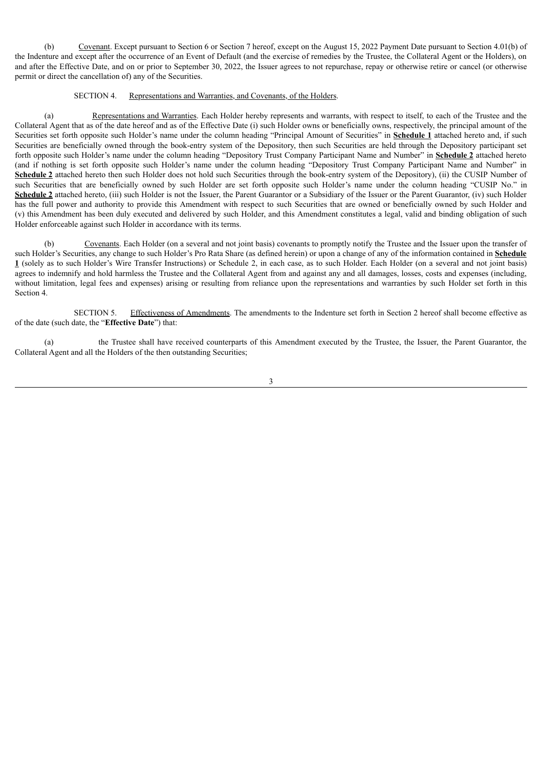(b) Covenant. Except pursuant to Section 6 or Section 7 hereof, except on the August 15, 2022 Payment Date pursuant to Section 4.01(b) of the Indenture and except after the occurrence of an Event of Default (and the exercise of remedies by the Trustee, the Collateral Agent or the Holders), on and after the Effective Date, and on or prior to September 30, 2022, the Issuer agrees to not repurchase, repay or otherwise retire or cancel (or otherwise permit or direct the cancellation of) any of the Securities.

SECTION 4. Representations and Warranties, and Covenants, of the Holders.

(a) Representations and Warranties. Each Holder hereby represents and warrants, with respect to itself, to each of the Trustee and the Collateral Agent that as of the date hereof and as of the Effective Date (i) such Holder owns or beneficially owns, respectively, the principal amount of the Securities set forth opposite such Holder's name under the column heading "Principal Amount of Securities" in **Schedule 1** attached hereto and, if such Securities are beneficially owned through the book-entry system of the Depository, then such Securities are held through the Depository participant set forth opposite such Holder's name under the column heading "Depository Trust Company Participant Name and Number" in **Schedule 2** attached hereto (and if nothing is set forth opposite such Holder's name under the column heading "Depository Trust Company Participant Name and Number" in **Schedule 2** attached hereto then such Holder does not hold such Securities through the book-entry system of the Depository), (ii) the CUSIP Number of such Securities that are beneficially owned by such Holder are set forth opposite such Holder's name under the column heading "CUSIP No." in **Schedule 2** attached hereto, (iii) such Holder is not the Issuer, the Parent Guarantor or a Subsidiary of the Issuer or the Parent Guarantor, (iv) such Holder has the full power and authority to provide this Amendment with respect to such Securities that are owned or beneficially owned by such Holder and (v) this Amendment has been duly executed and delivered by such Holder, and this Amendment constitutes a legal, valid and binding obligation of such Holder enforceable against such Holder in accordance with its terms.

(b) Covenants. Each Holder (on a several and not joint basis) covenants to promptly notify the Trustee and the Issuer upon the transfer of such Holder's Securities, any change to such Holder's Pro Rata Share (as defined herein) or upon a change of any of the information contained in **Schedule 1** (solely as to such Holder's Wire Transfer Instructions) or Schedule 2, in each case, as to such Holder. Each Holder (on a several and not joint basis) agrees to indemnify and hold harmless the Trustee and the Collateral Agent from and against any and all damages, losses, costs and expenses (including, without limitation, legal fees and expenses) arising or resulting from reliance upon the representations and warranties by such Holder set forth in this Section 4.

SECTION 5. Effectiveness of Amendments. The amendments to the Indenture set forth in Section 2 hereof shall become effective as of the date (such date, the "**Effective Date**") that:

(a) the Trustee shall have received counterparts of this Amendment executed by the Trustee, the Issuer, the Parent Guarantor, the Collateral Agent and all the Holders of the then outstanding Securities;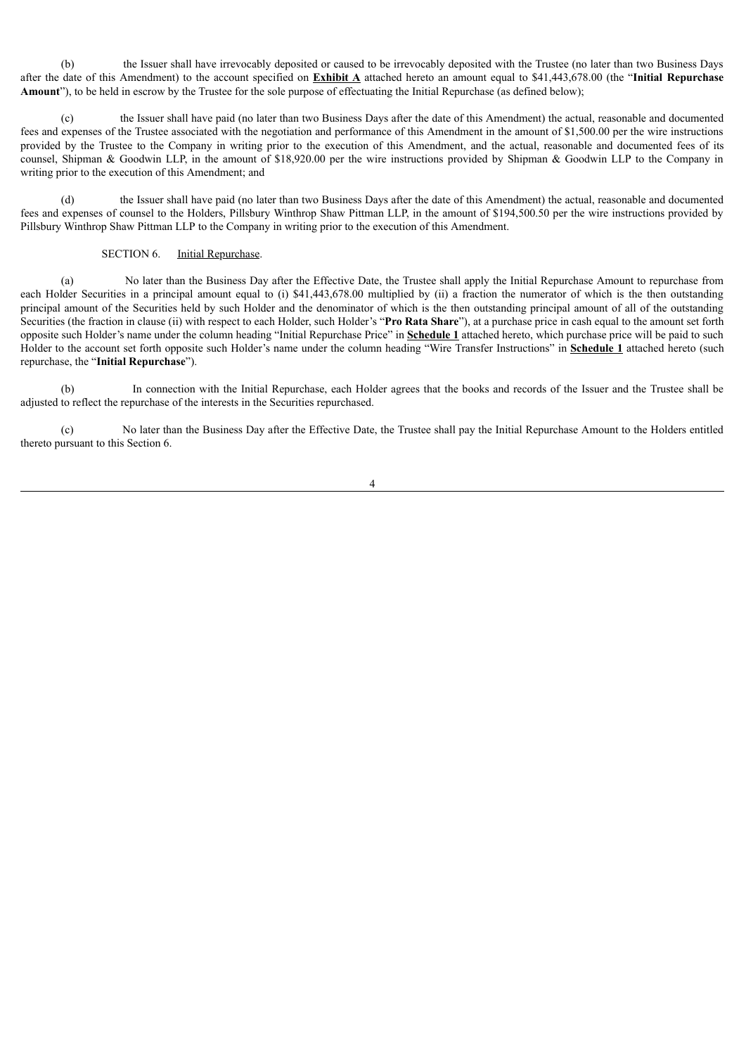(b) the Issuer shall have irrevocably deposited or caused to be irrevocably deposited with the Trustee (no later than two Business Days after the date of this Amendment) to the account specified on **Exhibit A** attached hereto an amount equal to $41,443,678.00 (the "**Initial Repurchase Amount**"), to be held in escrow by the Trustee for the sole purpose of effectuating the Initial Repurchase (as defined below);

(c) the Issuer shall have paid (no later than two Business Days after the date of this Amendment) the actual, reasonable and documented fees and expenses of the Trustee associated with the negotiation and performance of this Amendment in the amount of $1,500.00 per the wire instructions provided by the Trustee to the Company in writing prior to the execution of this Amendment, and the actual, reasonable and documented fees of its counsel, Shipman & Goodwin LLP, in the amount of $18,920.00 per the wire instructions provided by Shipman & Goodwin LLP to the Company in writing prior to the execution of this Amendment; and

(d) the Issuer shall have paid (no later than two Business Days after the date of this Amendment) the actual, reasonable and documented fees and expenses of counsel to the Holders, Pillsbury Winthrop Shaw Pittman LLP, in the amount of $194,500.50 per the wire instructions provided by Pillsbury Winthrop Shaw Pittman LLP to the Company in writing prior to the execution of this Amendment.

SECTION 6. Initial Repurchase.

(a) No later than the Business Day after the Effective Date, the Trustee shall apply the Initial Repurchase Amount to repurchase from each Holder Securities in a principal amount equal to (i) $41,443,678.00 multiplied by (ii) a fraction the numerator of which is the then outstanding principal amount of the Securities held by such Holder and the denominator of which is the then outstanding principal amount of all of the outstanding Securities (the fraction in clause (ii) with respect to each Holder, such Holder's "**Pro Rata Share**"), at a purchase price in cash equal to the amount set forth opposite such Holder's name under the column heading "Initial Repurchase Price" in **Schedule 1** attached hereto, which purchase price will be paid to such Holder to the account set forth opposite such Holder's name under the column heading "Wire Transfer Instructions" in **Schedule 1** attached hereto (such repurchase, the "**Initial Repurchase**").

(b) In connection with the Initial Repurchase, each Holder agrees that the books and records of the Issuer and the Trustee shall be adjusted to reflect the repurchase of the interests in the Securities repurchased.

(c) No later than the Business Day after the Effective Date, the Trustee shall pay the Initial Repurchase Amount to the Holders entitled thereto pursuant to this Section 6.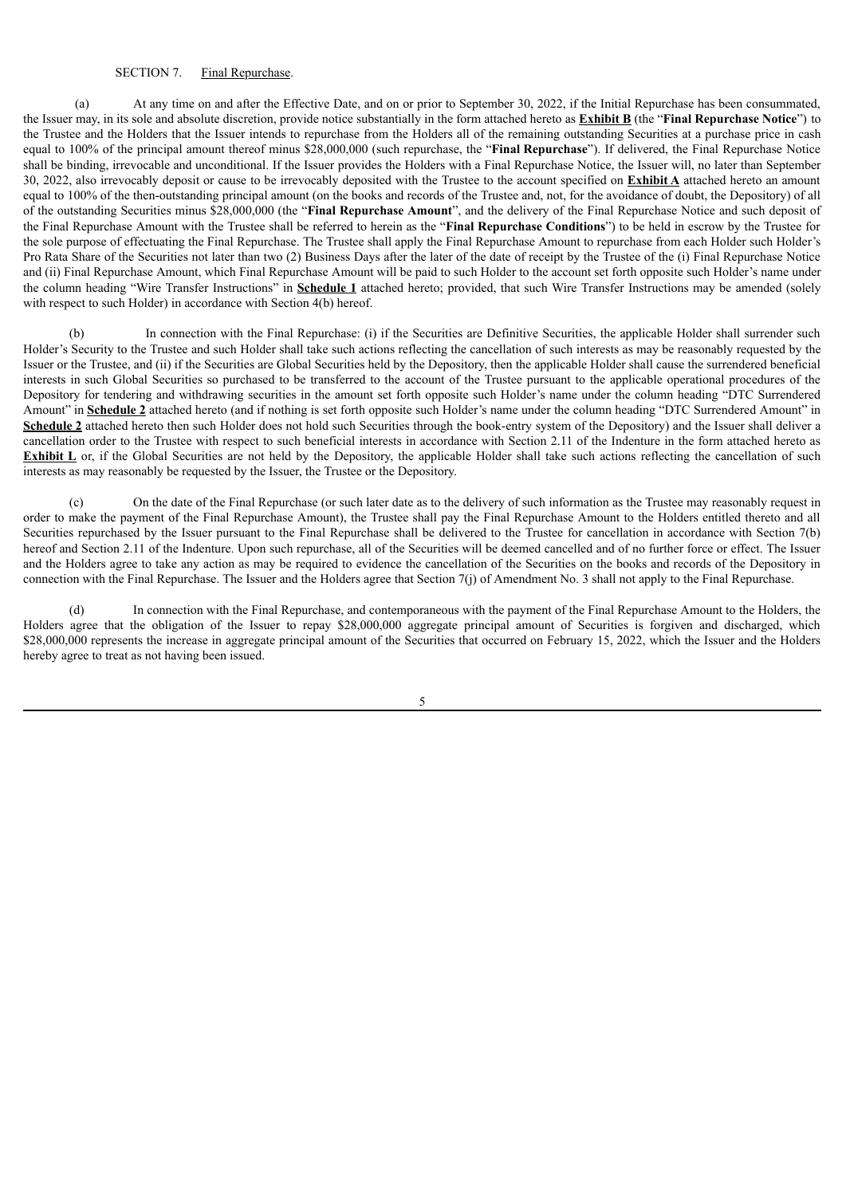SECTION 7. Final Repurchase.

(a) At any time on and after the Effective Date, and on or prior to September 30, 2022, if the Initial Repurchase has been consummated, the Issuer may, in its sole and absolute discretion, provide notice substantially in the form attached hereto as **Exhibit B** (the "**Final Repurchase Notice**") to the Trustee and the Holders that the Issuer intends to repurchase from the Holders all of the remaining outstanding Securities at a purchase price in cash equal to 100% of the principal amount thereof minus $28,000,000 (such repurchase, the "**Final Repurchase**"). If delivered, the Final Repurchase Notice shall be binding, irrevocable and unconditional. If the Issuer provides the Holders with a Final Repurchase Notice, the Issuer will, no later than September 30, 2022, also irrevocably deposit or cause to be irrevocably deposited with the Trustee to the account specified on **Exhibit A** attached hereto an amount equal to 100% of the then-outstanding principal amount (on the books and records of the Trustee and, not, for the avoidance of doubt, the Depository) of all of the outstanding Securities minus $28,000,000 (the "**Final Repurchase Amount**", and the delivery of the Final Repurchase Notice and such deposit of the Final Repurchase Amount with the Trustee shall be referred to herein as the "**Final Repurchase Conditions**") to be held in escrow by the Trustee for the sole purpose of effectuating the Final Repurchase. The Trustee shall apply the Final Repurchase Amount to repurchase from each Holder such Holder's Pro Rata Share of the Securities not later than two (2) Business Days after the later of the date of receipt by the Trustee of the (i) Final Repurchase Notice and (ii) Final Repurchase Amount, which Final Repurchase Amount will be paid to such Holder to the account set forth opposite such Holder's name under the column heading "Wire Transfer Instructions" in **Schedule 1** attached hereto; provided, that such Wire Transfer Instructions may be amended (solely with respect to such Holder) in accordance with Section 4(b) hereof.

(b) In connection with the Final Repurchase: (i) if the Securities are Definitive Securities, the applicable Holder shall surrender such Holder's Security to the Trustee and such Holder shall take such actions reflecting the cancellation of such interests as may be reasonably requested by the Issuer or the Trustee, and (ii) if the Securities are Global Securities held by the Depository, then the applicable Holder shall cause the surrendered beneficial interests in such Global Securities so purchased to be transferred to the account of the Trustee pursuant to the applicable operational procedures of the Depository for tendering and withdrawing securities in the amount set forth opposite such Holder's name under the column heading "DTC Surrendered Amount" in **Schedule 2** attached hereto (and if nothing is set forth opposite such Holder's name under the column heading "DTC Surrendered Amount" in **Schedule 2** attached hereto then such Holder does not hold such Securities through the book-entry system of the Depository) and the Issuer shall deliver a cancellation order to the Trustee with respect to such beneficial interests in accordance with Section 2.11 of the Indenture in the form attached hereto as **Exhibit L** or, if the Global Securities are not held by the Depository, the applicable Holder shall take such actions reflecting the cancellation of such interests as may reasonably be requested by the Issuer, the Trustee or the Depository.

(c) On the date of the Final Repurchase (or such later date as to the delivery of such information as the Trustee may reasonably request in order to make the payment of the Final Repurchase Amount), the Trustee shall pay the Final Repurchase Amount to the Holders entitled thereto and all Securities repurchased by the Issuer pursuant to the Final Repurchase shall be delivered to the Trustee for cancellation in accordance with Section 7(b) hereof and Section 2.11 of the Indenture. Upon such repurchase, all of the Securities will be deemed cancelled and of no further force or effect. The Issuer and the Holders agree to take any action as may be required to evidence the cancellation of the Securities on the books and records of the Depository in connection with the Final Repurchase. The Issuer and the Holders agree that Section 7(j) of Amendment No. 3 shall not apply to the Final Repurchase.

(d) In connection with the Final Repurchase, and contemporaneous with the payment of the Final Repurchase Amount to the Holders, the Holders agree that the obligation of the Issuer to repay $28,000,000 aggregate principal amount of Securities is forgiven and discharged, which $28,000,000 represents the increase in aggregate principal amount of the Securities that occurred on February 15, 2022, which the Issuer and the Holders hereby agree to treat as not having been issued.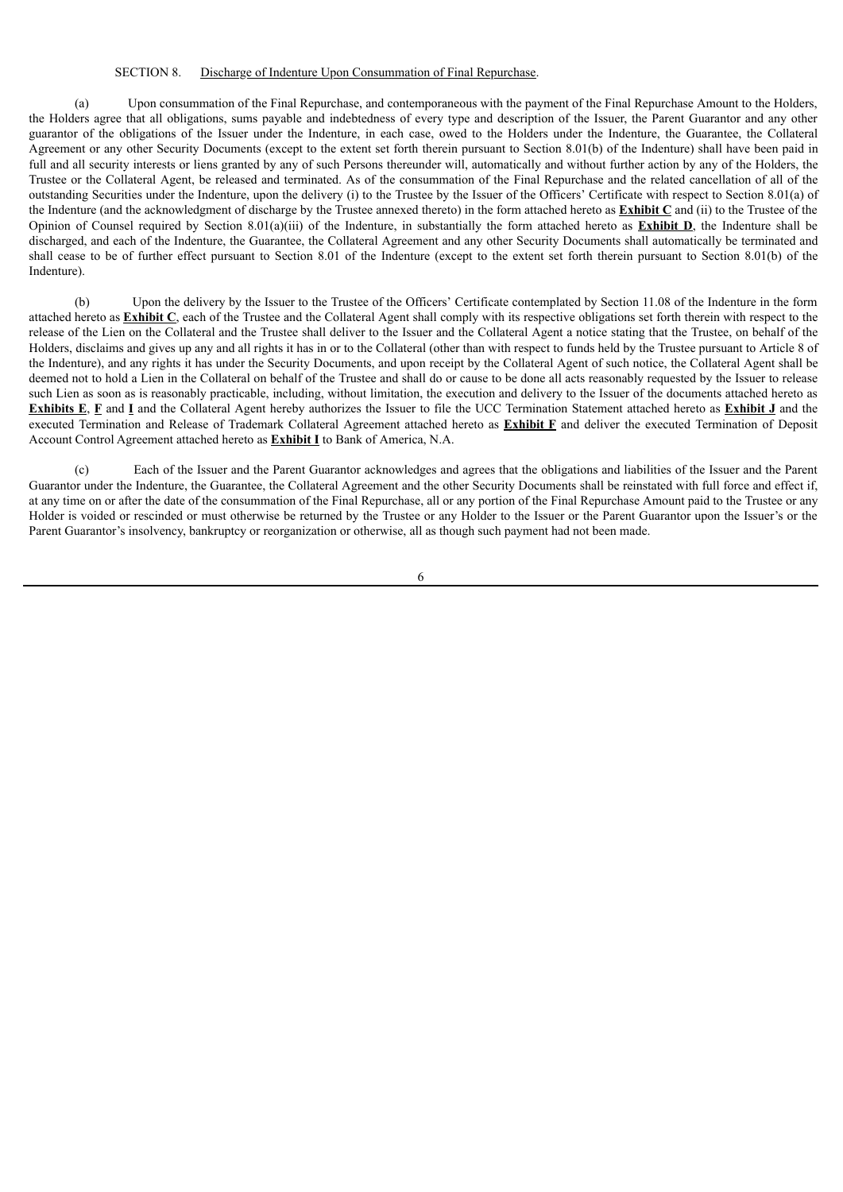SECTION 8. Discharge of Indenture Upon Consummation of Final Repurchase.

(a) Upon consummation of the Final Repurchase, and contemporaneous with the payment of the Final Repurchase Amount to the Holders, the Holders agree that all obligations, sums payable and indebtedness of every type and description of the Issuer, the Parent Guarantor and any other guarantor of the obligations of the Issuer under the Indenture, in each case, owed to the Holders under the Indenture, the Guarantee, the Collateral Agreement or any other Security Documents (except to the extent set forth therein pursuant to Section 8.01(b) of the Indenture) shall have been paid in full and all security interests or liens granted by any of such Persons thereunder will, automatically and without further action by any of the Holders, the Trustee or the Collateral Agent, be released and terminated. As of the consummation of the Final Repurchase and the related cancellation of all of the outstanding Securities under the Indenture, upon the delivery (i) to the Trustee by the Issuer of the Officers' Certificate with respect to Section 8.01(a) of the Indenture (and the acknowledgment of discharge by the Trustee annexed thereto) in the form attached hereto as **Exhibit C** and (ii) to the Trustee of the Opinion of Counsel required by Section 8.01(a)(iii) of the Indenture, in substantially the form attached hereto as **Exhibit D**, the Indenture shall be discharged, and each of the Indenture, the Guarantee, the Collateral Agreement and any other Security Documents shall automatically be terminated and shall cease to be of further effect pursuant to Section 8.01 of the Indenture (except to the extent set forth therein pursuant to Section 8.01(b) of the Indenture).

(b) Upon the delivery by the Issuer to the Trustee of the Officers' Certificate contemplated by Section 11.08 of the Indenture in the form attached hereto as **Exhibit C**, each of the Trustee and the Collateral Agent shall comply with its respective obligations set forth therein with respect to the release of the Lien on the Collateral and the Trustee shall deliver to the Issuer and the Collateral Agent a notice stating that the Trustee, on behalf of the Holders, disclaims and gives up any and all rights it has in or to the Collateral (other than with respect to funds held by the Trustee pursuant to Article 8 of the Indenture), and any rights it has under the Security Documents, and upon receipt by the Collateral Agent of such notice, the Collateral Agent shall be deemed not to hold a Lien in the Collateral on behalf of the Trustee and shall do or cause to be done all acts reasonably requested by the Issuer to release such Lien as soon as is reasonably practicable, including, without limitation, the execution and delivery to the Issuer of the documents attached hereto as **Exhibits E**, **F** and **I** and the Collateral Agent hereby authorizes the Issuer to file the UCC Termination Statement attached hereto as **Exhibit J** and the executed Termination and Release of Trademark Collateral Agreement attached hereto as **Exhibit F** and deliver the executed Termination of Deposit Account Control Agreement attached hereto as **Exhibit I** to Bank of America, N.A.

(c) Each of the Issuer and the Parent Guarantor acknowledges and agrees that the obligations and liabilities of the Issuer and the Parent Guarantor under the Indenture, the Guarantee, the Collateral Agreement and the other Security Documents shall be reinstated with full force and effect if, at any time on or after the date of the consummation of the Final Repurchase, all or any portion of the Final Repurchase Amount paid to the Trustee or any Holder is voided or rescinded or must otherwise be returned by the Trustee or any Holder to the Issuer or the Parent Guarantor upon the Issuer's or the Parent Guarantor's insolvency, bankruptcy or reorganization or otherwise, all as though such payment had not been made.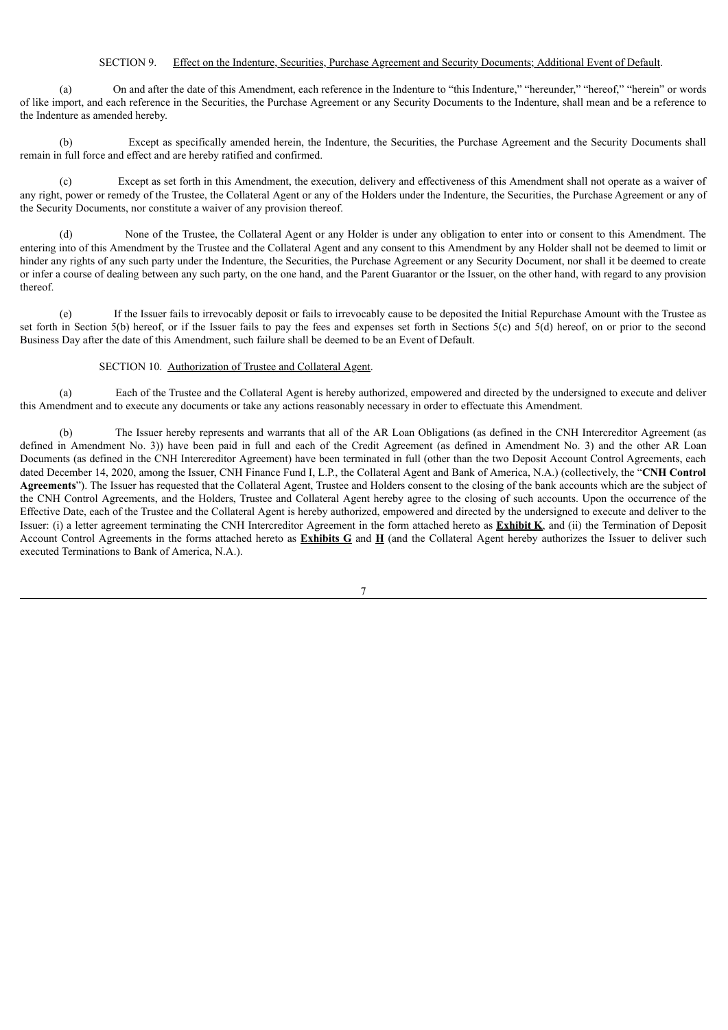SECTION 9. Effect on the Indenture, Securities, Purchase Agreement and Security Documents; Additional Event of Default.

(a) On and after the date of this Amendment, each reference in the Indenture to "this Indenture," "hereunder," "hereof," "herein" or words of like import, and each reference in the Securities, the Purchase Agreement or any Security Documents to the Indenture, shall mean and be a reference to the Indenture as amended hereby.

(b) Except as specifically amended herein, the Indenture, the Securities, the Purchase Agreement and the Security Documents shall remain in full force and effect and are hereby ratified and confirmed.

(c) Except as set forth in this Amendment, the execution, delivery and effectiveness of this Amendment shall not operate as a waiver of any right, power or remedy of the Trustee, the Collateral Agent or any of the Holders under the Indenture, the Securities, the Purchase Agreement or any of the Security Documents, nor constitute a waiver of any provision thereof.

(d) None of the Trustee, the Collateral Agent or any Holder is under any obligation to enter into or consent to this Amendment. The entering into of this Amendment by the Trustee and the Collateral Agent and any consent to this Amendment by any Holder shall not be deemed to limit or hinder any rights of any such party under the Indenture, the Securities, the Purchase Agreement or any Security Document, nor shall it be deemed to create or infer a course of dealing between any such party, on the one hand, and the Parent Guarantor or the Issuer, on the other hand, with regard to any provision thereof.

(e) If the Issuer fails to irrevocably deposit or fails to irrevocably cause to be deposited the Initial Repurchase Amount with the Trustee as set forth in Section 5(b) hereof, or if the Issuer fails to pay the fees and expenses set forth in Sections 5(c) and 5(d) hereof, on or prior to the second Business Day after the date of this Amendment, such failure shall be deemed to be an Event of Default.

SECTION 10. Authorization of Trustee and Collateral Agent.

(a) Each of the Trustee and the Collateral Agent is hereby authorized, empowered and directed by the undersigned to execute and deliver this Amendment and to execute any documents or take any actions reasonably necessary in order to effectuate this Amendment.

(b) The Issuer hereby represents and warrants that all of the AR Loan Obligations (as defined in the CNH Intercreditor Agreement (as defined in Amendment No. 3)) have been paid in full and each of the Credit Agreement (as defined in Amendment No. 3) and the other AR Loan Documents (as defined in the CNH Intercreditor Agreement) have been terminated in full (other than the two Deposit Account Control Agreements, each dated December 14, 2020, among the Issuer, CNH Finance Fund I, L.P., the Collateral Agent and Bank of America, N.A.) (collectively, the "**CNH Control Agreements**"). The Issuer has requested that the Collateral Agent, Trustee and Holders consent to the closing of the bank accounts which are the subject of the CNH Control Agreements, and the Holders, Trustee and Collateral Agent hereby agree to the closing of such accounts. Upon the occurrence of the Effective Date, each of the Trustee and the Collateral Agent is hereby authorized, empowered and directed by the undersigned to execute and deliver to the Issuer: (i) a letter agreement terminating the CNH Intercreditor Agreement in the form attached hereto as **Exhibit K**, and (ii) the Termination of Deposit Account Control Agreements in the forms attached hereto as **Exhibits G** and **H** (and the Collateral Agent hereby authorizes the Issuer to deliver such executed Terminations to Bank of America, N.A.).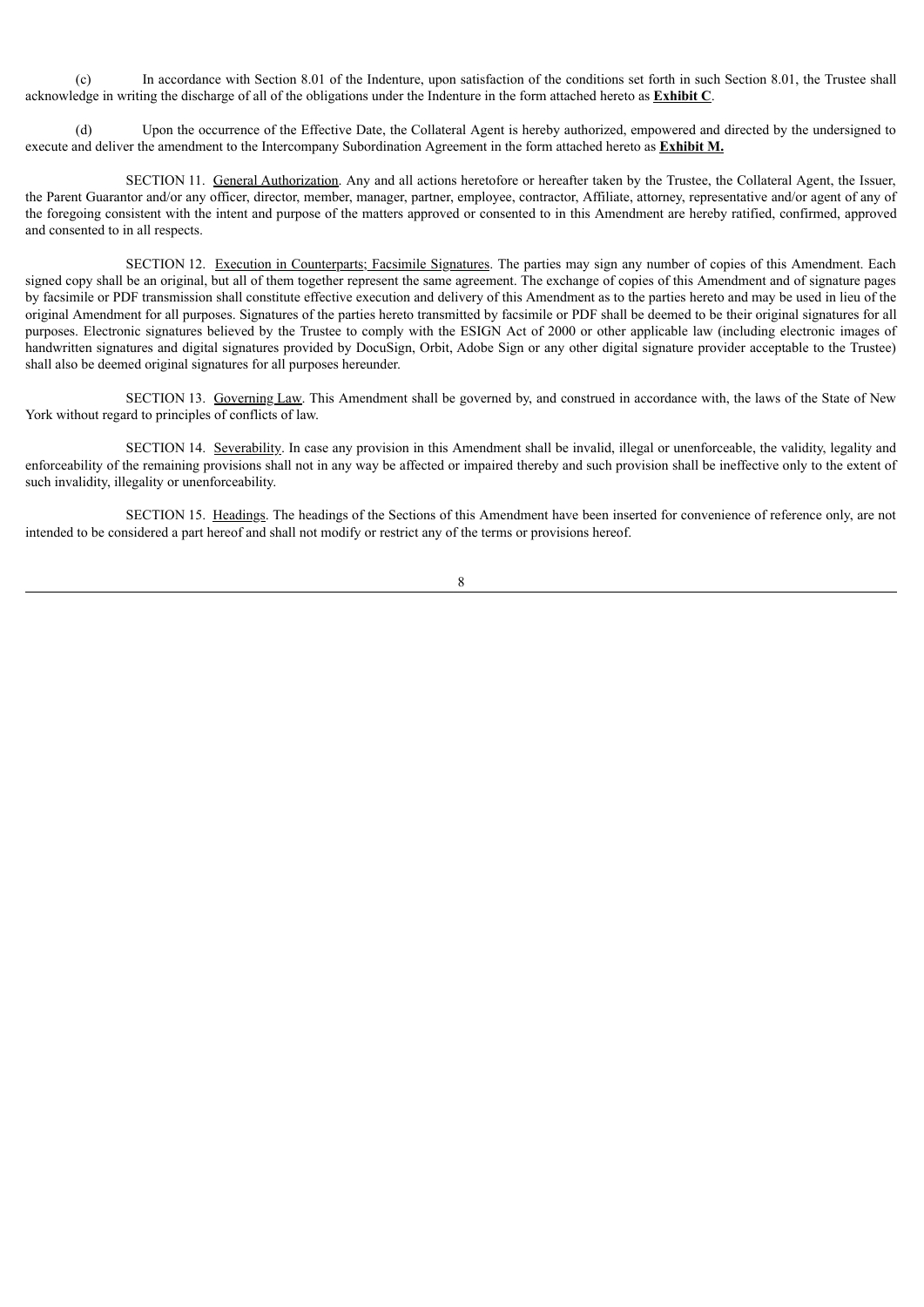(c) In accordance with Section 8.01 of the Indenture, upon satisfaction of the conditions set forth in such Section 8.01, the Trustee shall acknowledge in writing the discharge of all of the obligations under the Indenture in the form attached hereto as **Exhibit C**.

(d) Upon the occurrence of the Effective Date, the Collateral Agent is hereby authorized, empowered and directed by the undersigned to execute and deliver the amendment to the Intercompany Subordination Agreement in the form attached hereto as **Exhibit M.**

SECTION 11. General Authorization. Any and all actions heretofore or hereafter taken by the Trustee, the Collateral Agent, the Issuer, the Parent Guarantor and/or any officer, director, member, manager, partner, employee, contractor, Affiliate, attorney, representative and/or agent of any of the foregoing consistent with the intent and purpose of the matters approved or consented to in this Amendment are hereby ratified, confirmed, approved and consented to in all respects.

SECTION 12. Execution in Counterparts; Facsimile Signatures. The parties may sign any number of copies of this Amendment. Each signed copy shall be an original, but all of them together represent the same agreement. The exchange of copies of this Amendment and of signature pages by facsimile or PDF transmission shall constitute effective execution and delivery of this Amendment as to the parties hereto and may be used in lieu of the original Amendment for all purposes. Signatures of the parties hereto transmitted by facsimile or PDF shall be deemed to be their original signatures for all purposes. Electronic signatures believed by the Trustee to comply with the ESIGN Act of 2000 or other applicable law (including electronic images of handwritten signatures and digital signatures provided by DocuSign, Orbit, Adobe Sign or any other digital signature provider acceptable to the Trustee) shall also be deemed original signatures for all purposes hereunder.

SECTION 13. Governing Law. This Amendment shall be governed by, and construed in accordance with, the laws of the State of New York without regard to principles of conflicts of law.

SECTION 14. Severability. In case any provision in this Amendment shall be invalid, illegal or unenforceable, the validity, legality and enforceability of the remaining provisions shall not in any way be affected or impaired thereby and such provision shall be ineffective only to the extent of such invalidity, illegality or unenforceability.

SECTION 15. Headings. The headings of the Sections of this Amendment have been inserted for convenience of reference only, are not intended to be considered a part hereof and shall not modify or restrict any of the terms or provisions hereof.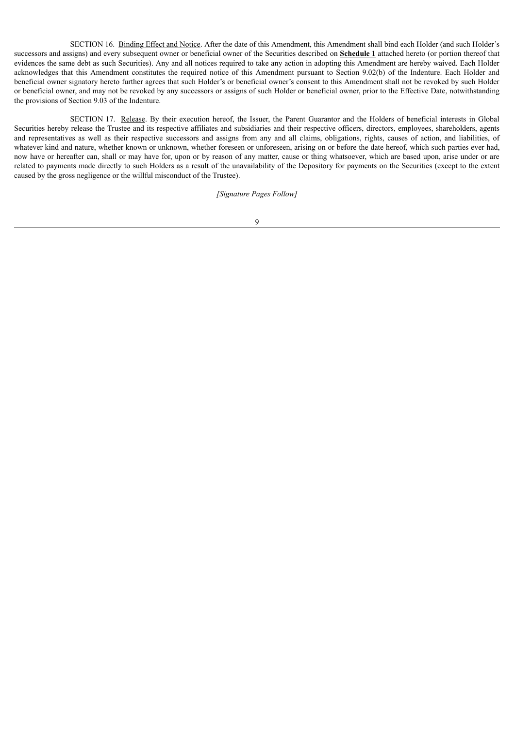SECTION 16. Binding Effect and Notice. After the date of this Amendment, this Amendment shall bind each Holder (and such Holder's successors and assigns) and every subsequent owner or beneficial owner of the Securities described on **Schedule 1** attached hereto (or portion thereof that evidences the same debt as such Securities). Any and all notices required to take any action in adopting this Amendment are hereby waived. Each Holder acknowledges that this Amendment constitutes the required notice of this Amendment pursuant to Section 9.02(b) of the Indenture. Each Holder and beneficial owner signatory hereto further agrees that such Holder's or beneficial owner's consent to this Amendment shall not be revoked by such Holder or beneficial owner, and may not be revoked by any successors or assigns of such Holder or beneficial owner, prior to the Effective Date, notwithstanding the provisions of Section 9.03 of the Indenture.

SECTION 17. Release. By their execution hereof, the Issuer, the Parent Guarantor and the Holders of beneficial interests in Global Securities hereby release the Trustee and its respective affiliates and subsidiaries and their respective officers, directors, employees, shareholders, agents and representatives as well as their respective successors and assigns from any and all claims, obligations, rights, causes of action, and liabilities, of whatever kind and nature, whether known or unknown, whether foreseen or unforeseen, arising on or before the date hereof, which such parties ever had, now have or hereafter can, shall or may have for, upon or by reason of any matter, cause or thing whatsoever, which are based upon, arise under or are related to payments made directly to such Holders as a result of the unavailability of the Depository for payments on the Securities (except to the extent caused by the gross negligence or the willful misconduct of the Trustee).

*[Signature Pages Follow]*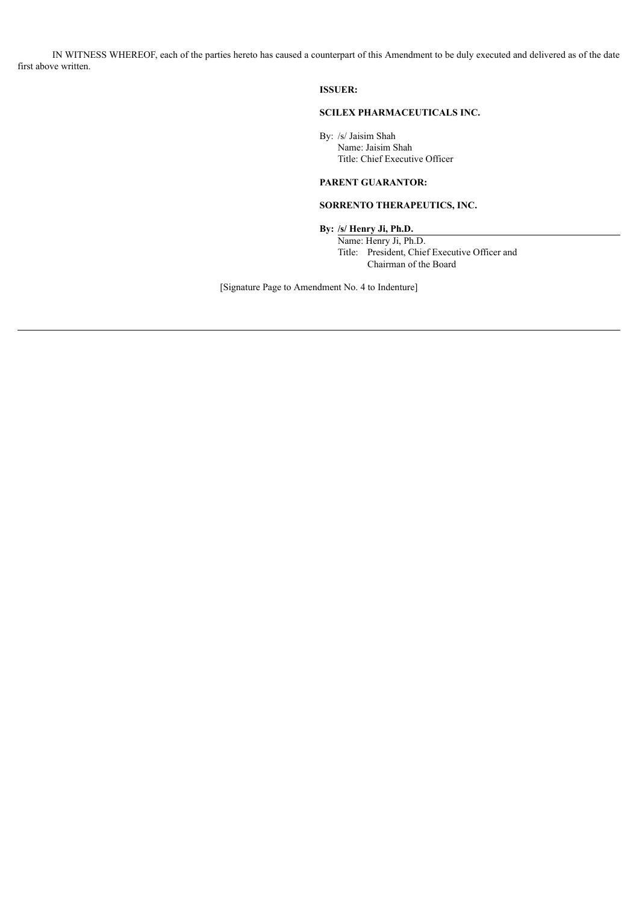IN WITNESS WHEREOF, each of the parties hereto has caused a counterpart of this Amendment to be duly executed and delivered as of the date first above written.

**ISSUER:**

**SCILEX PHARMACEUTICALS INC.**

By: /s/ Jaisim Shah
Name: Jaisim Shah
Title: Chief Executive Officer

**PARENT GUARANTOR:**

**SORRENTO THERAPEUTICS, INC.**

**By: /s/ Henry Ji, Ph.D.**
Name: Henry Ji, Ph.D.
Title: President, Chief Executive Officer and Chairman of the Board

[Signature Page to Amendment No. 4 to Indenture]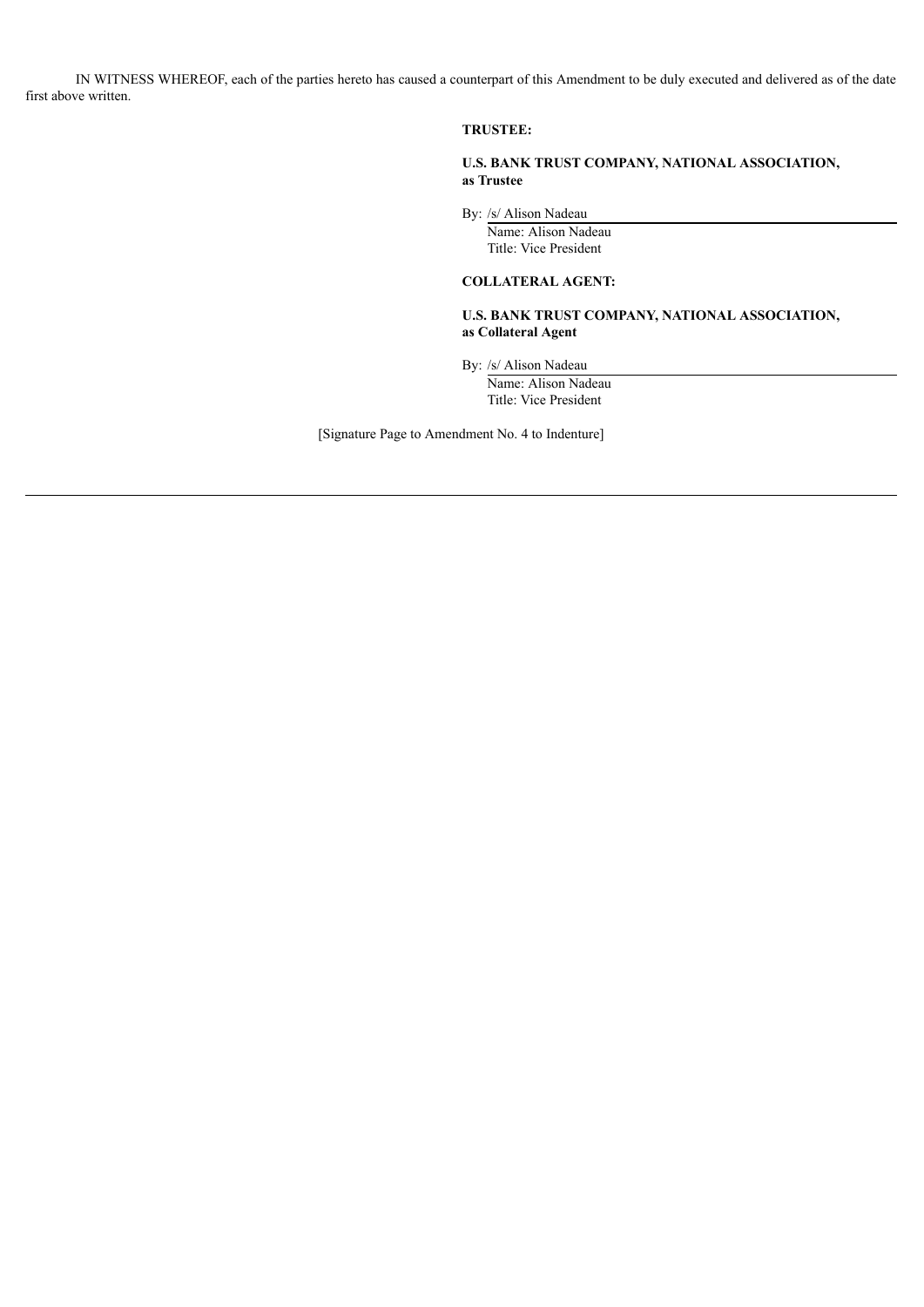IN WITNESS WHEREOF, each of the parties hereto has caused a counterpart of this Amendment to be duly executed and delivered as of the date first above written.

**TRUSTEE:**

**U.S. BANK TRUST COMPANY, NATIONAL ASSOCIATION, as Trustee**

By: /s/ Alison Nadeau
Name: Alison Nadeau
Title: Vice President

**COLLATERAL AGENT:**

**U.S. BANK TRUST COMPANY, NATIONAL ASSOCIATION, as Collateral Agent**

By: /s/ Alison Nadeau
Name: Alison Nadeau
Title: Vice President

[Signature Page to Amendment No. 4 to Indenture]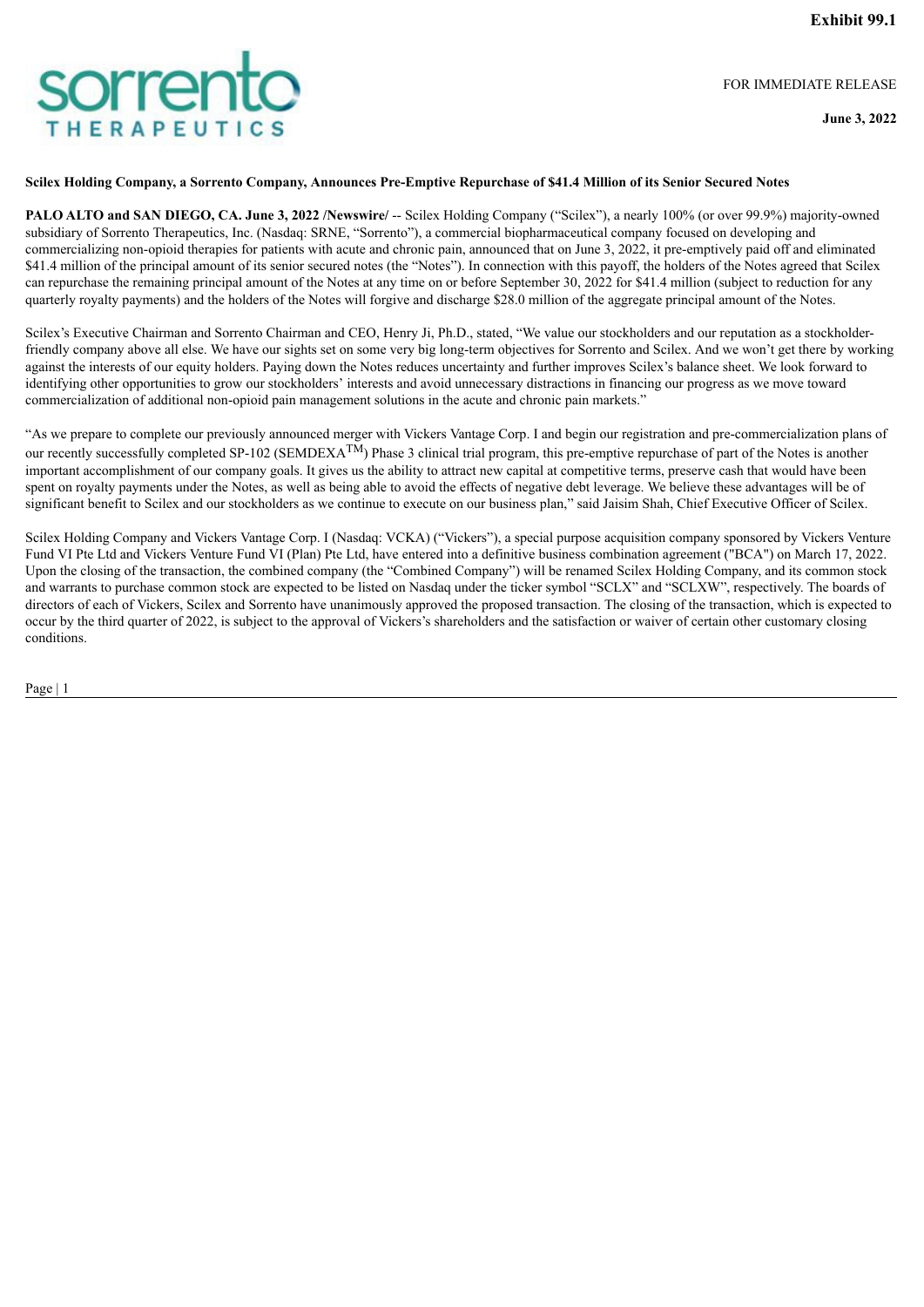**Exhibit 99.1**

sorrento THERAPEUTICS

FOR IMMEDIATE RELEASE

**June 3, 2022**

**Scilex Holding Company, a Sorrento Company, Announces Pre-Emptive Repurchase of $41.4 Million of its Senior Secured Notes**

**PALO ALTO and SAN DIEGO, CA. June 3, 2022 /Newswire/** -- Scilex Holding Company ("Scilex"), a nearly 100% (or over 99.9%) majority-owned subsidiary of Sorrento Therapeutics, Inc. (Nasdaq: SRNE, "Sorrento"), a commercial biopharmaceutical company focused on developing and commercializing non-opioid therapies for patients with acute and chronic pain, announced that on June 3, 2022, it pre-emptively paid off and eliminated $41.4 million of the principal amount of its senior secured notes (the "Notes"). In connection with this payoff, the holders of the Notes agreed that Scilex can repurchase the remaining principal amount of the Notes at any time on or before September 30, 2022 for $41.4 million (subject to reduction for any quarterly royalty payments) and the holders of the Notes will forgive and discharge $28.0 million of the aggregate principal amount of the Notes.

Scilex's Executive Chairman and Sorrento Chairman and CEO, Henry Ji, Ph.D., stated, "We value our stockholders and our reputation as a stockholder-friendly company above all else. We have our sights set on some very big long-term objectives for Sorrento and Scilex. And we won't get there by working against the interests of our equity holders. Paying down the Notes reduces uncertainty and further improves Scilex's balance sheet. We look forward to identifying other opportunities to grow our stockholders' interests and avoid unnecessary distractions in financing our progress as we move toward commercialization of additional non-opioid pain management solutions in the acute and chronic pain markets."

"As we prepare to complete our previously announced merger with Vickers Vantage Corp. I and begin our registration and pre-commercialization plans of our recently successfully completed SP-102 (SEMDEXA™) Phase 3 clinical trial program, this pre-emptive repurchase of part of the Notes is another important accomplishment of our company goals. It gives us the ability to attract new capital at competitive terms, preserve cash that would have been spent on royalty payments under the Notes, as well as being able to avoid the effects of negative debt leverage. We believe these advantages will be of significant benefit to Scilex and our stockholders as we continue to execute on our business plan," said Jaisim Shah, Chief Executive Officer of Scilex.

Scilex Holding Company and Vickers Vantage Corp. I (Nasdaq: VCKA) ("Vickers"), a special purpose acquisition company sponsored by Vickers Venture Fund VI Pte Ltd and Vickers Venture Fund VI (Plan) Pte Ltd, have entered into a definitive business combination agreement ("BCA") on March 17, 2022. Upon the closing of the transaction, the combined company (the "Combined Company") will be renamed Scilex Holding Company, and its common stock and warrants to purchase common stock are expected to be listed on Nasdaq under the ticker symbol "SCLX" and "SCLXW", respectively. The boards of directors of each of Vickers, Scilex and Sorrento have unanimously approved the proposed transaction. The closing of the transaction, which is expected to occur by the third quarter of 2022, is subject to the approval of Vickers's shareholders and the satisfaction or waiver of certain other customary closing conditions.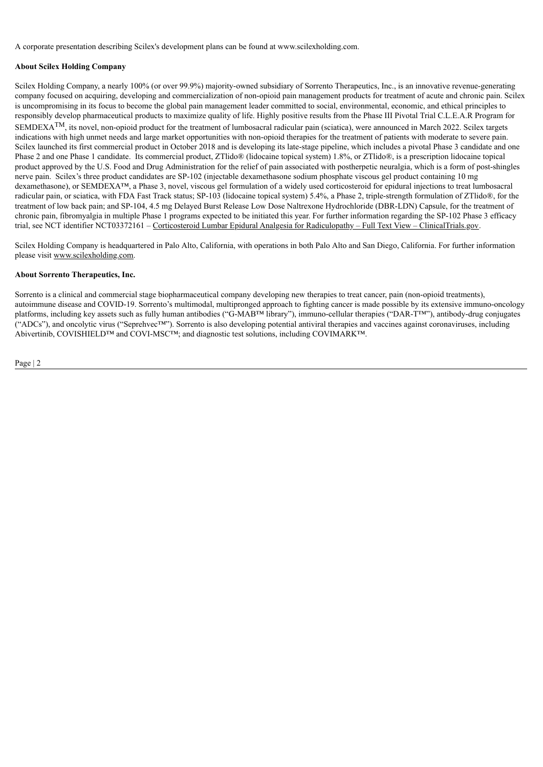A corporate presentation describing Scilex's development plans can be found at www.scilexholding.com.

**About Scilex Holding Company**

Scilex Holding Company, a nearly 100% (or over 99.9%) majority-owned subsidiary of Sorrento Therapeutics, Inc., is an innovative revenue-generating company focused on acquiring, developing and commercialization of non-opioid pain management products for treatment of acute and chronic pain. Scilex is uncompromising in its focus to become the global pain management leader committed to social, environmental, economic, and ethical principles to responsibly develop pharmaceutical products to maximize quality of life. Highly positive results from the Phase III Pivotal Trial C.L.E.A.R Program for SEMDEXA™, its novel, non-opioid product for the treatment of lumbosacral radicular pain (sciatica), were announced in March 2022. Scilex targets indications with high unmet needs and large market opportunities with non-opioid therapies for the treatment of patients with moderate to severe pain. Scilex launched its first commercial product in October 2018 and is developing its late-stage pipeline, which includes a pivotal Phase 3 candidate and one Phase 2 and one Phase 1 candidate. Its commercial product, ZTlido® (lidocaine topical system) 1.8%, or ZTlido®, is a prescription lidocaine topical product approved by the U.S. Food and Drug Administration for the relief of pain associated with postherpetic neuralgia, which is a form of post-shingles nerve pain. Scilex's three product candidates are SP-102 (injectable dexamethasone sodium phosphate viscous gel product containing 10 mg dexamethasone), or SEMDEXA™, a Phase 3, novel, viscous gel formulation of a widely used corticosteroid for epidural injections to treat lumbosacral radicular pain, or sciatica, with FDA Fast Track status; SP-103 (lidocaine topical system) 5.4%, a Phase 2, triple-strength formulation of ZTlido®, for the treatment of low back pain; and SP-104, 4.5 mg Delayed Burst Release Low Dose Naltrexone Hydrochloride (DBR-LDN) Capsule, for the treatment of chronic pain, fibromyalgia in multiple Phase 1 programs expected to be initiated this year. For further information regarding the SP-102 Phase 3 efficacy trial, see NCT identifier NCT03372161 – Corticosteroid Lumbar Epidural Analgesia for Radiculopathy – Full Text View – ClinicalTrials.gov.

Scilex Holding Company is headquartered in Palo Alto, California, with operations in both Palo Alto and San Diego, California. For further information please visit www.scilexholding.com.

**About Sorrento Therapeutics, Inc.**

Sorrento is a clinical and commercial stage biopharmaceutical company developing new therapies to treat cancer, pain (non-opioid treatments), autoimmune disease and COVID-19. Sorrento's multimodal, multipronged approach to fighting cancer is made possible by its extensive immuno-oncology platforms, including key assets such as fully human antibodies ("G-MAB™ library"), immuno-cellular therapies ("DAR-T™"), antibody-drug conjugates ("ADCs"), and oncolytic virus ("Seprehvec™"). Sorrento is also developing potential antiviral therapies and vaccines against coronaviruses, including Abivertinib, COVISHIELD™ and COVI-MSC™; and diagnostic test solutions, including COVIMARK™.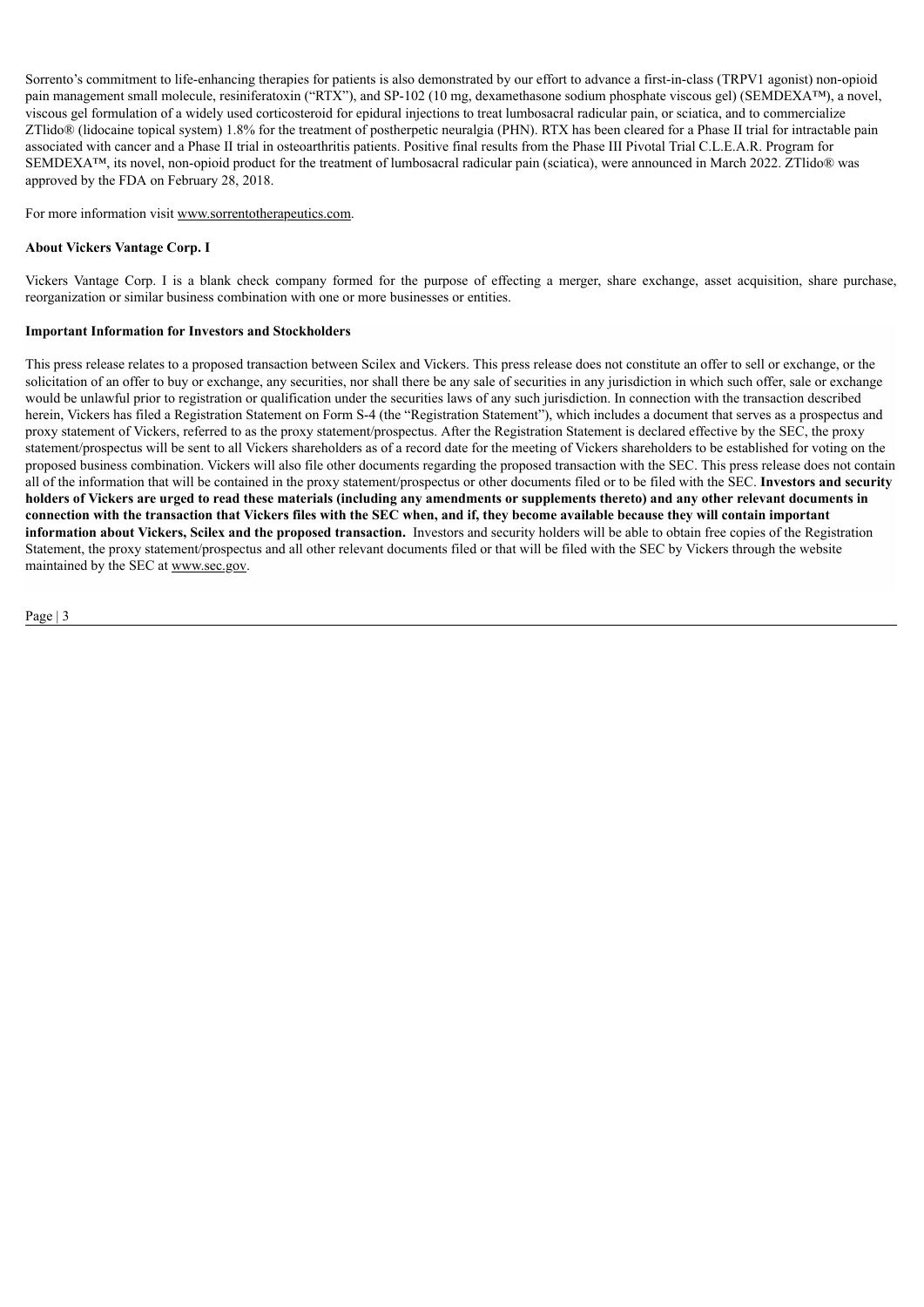Sorrento's commitment to life-enhancing therapies for patients is also demonstrated by our effort to advance a first-in-class (TRPV1 agonist) non-opioid pain management small molecule, resiniferatoxin ("RTX"), and SP-102 (10 mg, dexamethasone sodium phosphate viscous gel) (SEMDEXA™), a novel, viscous gel formulation of a widely used corticosteroid for epidural injections to treat lumbosacral radicular pain, or sciatica, and to commercialize ZTlido® (lidocaine topical system) 1.8% for the treatment of postherpetic neuralgia (PHN). RTX has been cleared for a Phase II trial for intractable pain associated with cancer and a Phase II trial in osteoarthritis patients. Positive final results from the Phase III Pivotal Trial C.L.E.A.R. Program for SEMDEXA™, its novel, non-opioid product for the treatment of lumbosacral radicular pain (sciatica), were announced in March 2022. ZTlido® was approved by the FDA on February 28, 2018.

For more information visit www.sorrentotherapeutics.com.

**About Vickers Vantage Corp. I**

Vickers Vantage Corp. I is a blank check company formed for the purpose of effecting a merger, share exchange, asset acquisition, share purchase, reorganization or similar business combination with one or more businesses or entities.

**Important Information for Investors and Stockholders**

This press release relates to a proposed transaction between Scilex and Vickers. This press release does not constitute an offer to sell or exchange, or the solicitation of an offer to buy or exchange, any securities, nor shall there be any sale of securities in any jurisdiction in which such offer, sale or exchange would be unlawful prior to registration or qualification under the securities laws of any such jurisdiction. In connection with the transaction described herein, Vickers has filed a Registration Statement on Form S-4 (the "Registration Statement"), which includes a document that serves as a prospectus and proxy statement of Vickers, referred to as the proxy statement/prospectus. After the Registration Statement is declared effective by the SEC, the proxy statement/prospectus will be sent to all Vickers shareholders as of a record date for the meeting of Vickers shareholders to be established for voting on the proposed business combination. Vickers will also file other documents regarding the proposed transaction with the SEC. This press release does not contain all of the information that will be contained in the proxy statement/prospectus or other documents filed or to be filed with the SEC. **Investors and security holders of Vickers are urged to read these materials (including any amendments or supplements thereto) and any other relevant documents in connection with the transaction that Vickers files with the SEC when, and if, they become available because they will contain important information about Vickers, Scilex and the proposed transaction.** Investors and security holders will be able to obtain free copies of the Registration Statement, the proxy statement/prospectus and all other relevant documents filed or that will be filed with the SEC by Vickers through the website maintained by the SEC at www.sec.gov.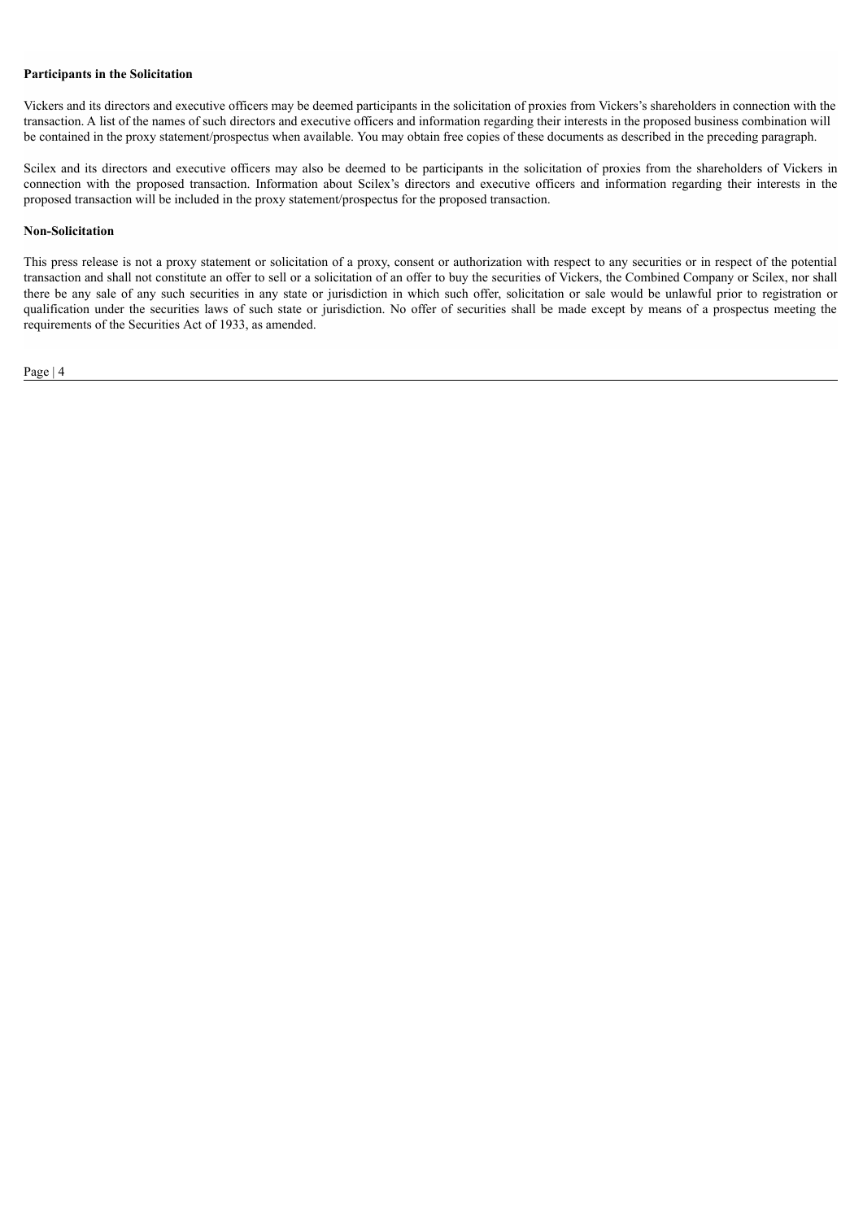**Participants in the Solicitation**

Vickers and its directors and executive officers may be deemed participants in the solicitation of proxies from Vickers's shareholders in connection with the transaction. A list of the names of such directors and executive officers and information regarding their interests in the proposed business combination will be contained in the proxy statement/prospectus when available. You may obtain free copies of these documents as described in the preceding paragraph.

Scilex and its directors and executive officers may also be deemed to be participants in the solicitation of proxies from the shareholders of Vickers in connection with the proposed transaction. Information about Scilex's directors and executive officers and information regarding their interests in the proposed transaction will be included in the proxy statement/prospectus for the proposed transaction.

**Non-Solicitation**

This press release is not a proxy statement or solicitation of a proxy, consent or authorization with respect to any securities or in respect of the potential transaction and shall not constitute an offer to sell or a solicitation of an offer to buy the securities of Vickers, the Combined Company or Scilex, nor shall there be any sale of any such securities in any state or jurisdiction in which such offer, solicitation or sale would be unlawful prior to registration or qualification under the securities laws of such state or jurisdiction. No offer of securities shall be made except by means of a prospectus meeting the requirements of the Securities Act of 1933, as amended.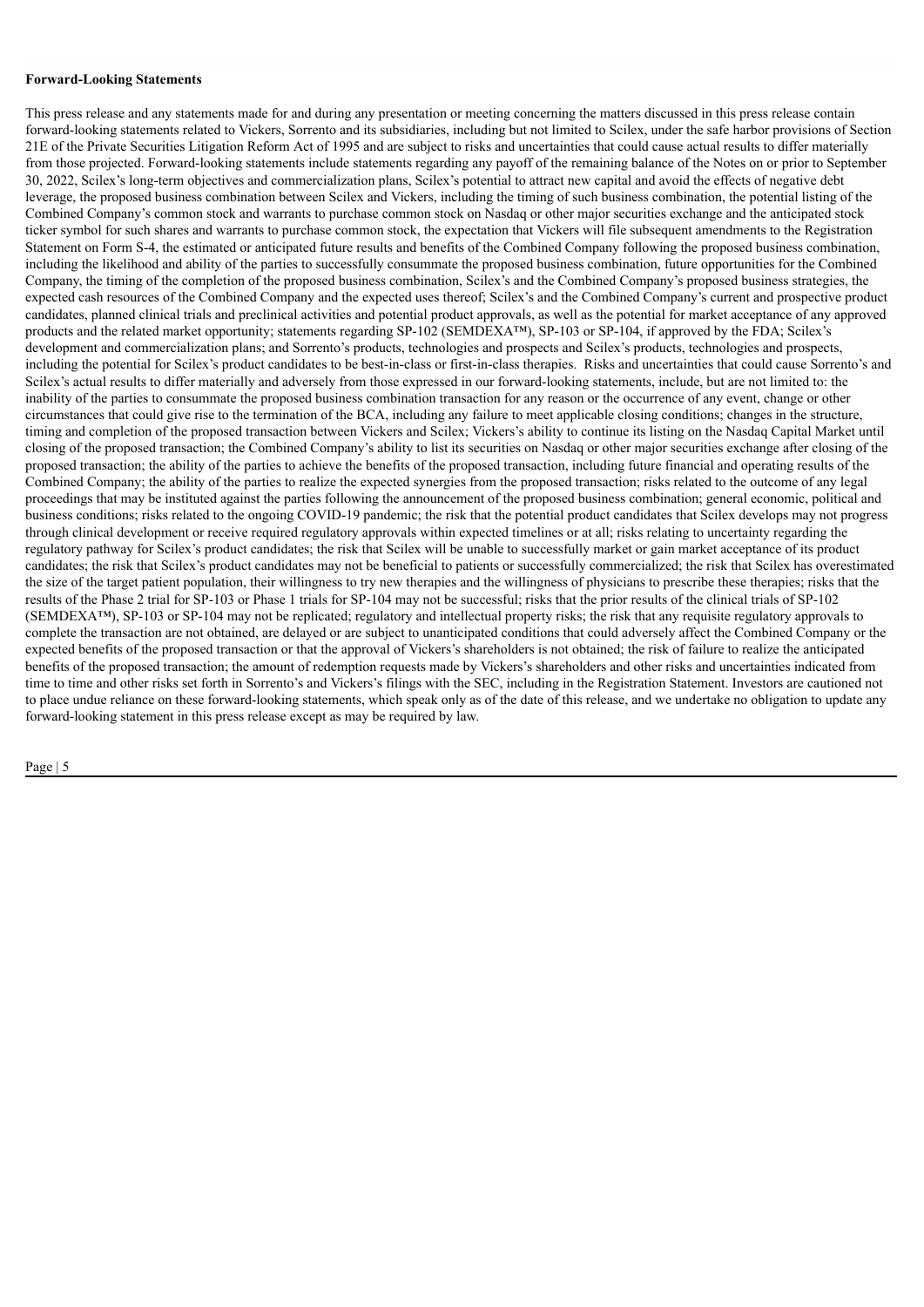**Forward-Looking Statements**

This press release and any statements made for and during any presentation or meeting concerning the matters discussed in this press release contain forward-looking statements related to Vickers, Sorrento and its subsidiaries, including but not limited to Scilex, under the safe harbor provisions of Section 21E of the Private Securities Litigation Reform Act of 1995 and are subject to risks and uncertainties that could cause actual results to differ materially from those projected. Forward-looking statements include statements regarding any payoff of the remaining balance of the Notes on or prior to September 30, 2022, Scilex's long-term objectives and commercialization plans, Scilex's potential to attract new capital and avoid the effects of negative debt leverage, the proposed business combination between Scilex and Vickers, including the timing of such business combination, the potential listing of the Combined Company's common stock and warrants to purchase common stock on Nasdaq or other major securities exchange and the anticipated stock ticker symbol for such shares and warrants to purchase common stock, the expectation that Vickers will file subsequent amendments to the Registration Statement on Form S-4, the estimated or anticipated future results and benefits of the Combined Company following the proposed business combination, including the likelihood and ability of the parties to successfully consummate the proposed business combination, future opportunities for the Combined Company, the timing of the completion of the proposed business combination, Scilex's and the Combined Company's proposed business strategies, the expected cash resources of the Combined Company and the expected uses thereof; Scilex's and the Combined Company's current and prospective product candidates, planned clinical trials and preclinical activities and potential product approvals, as well as the potential for market acceptance of any approved products and the related market opportunity; statements regarding SP-102 (SEMDEXA™), SP-103 or SP-104, if approved by the FDA; Scilex's development and commercialization plans; and Sorrento's products, technologies and prospects and Scilex's products, technologies and prospects, including the potential for Scilex's product candidates to be best-in-class or first-in-class therapies. Risks and uncertainties that could cause Sorrento's and Scilex's actual results to differ materially and adversely from those expressed in our forward-looking statements, include, but are not limited to: the inability of the parties to consummate the proposed business combination transaction for any reason or the occurrence of any event, change or other circumstances that could give rise to the termination of the BCA, including any failure to meet applicable closing conditions; changes in the structure, timing and completion of the proposed transaction between Vickers and Scilex; Vickers's ability to continue its listing on the Nasdaq Capital Market until closing of the proposed transaction; the Combined Company's ability to list its securities on Nasdaq or other major securities exchange after closing of the proposed transaction; the ability of the parties to achieve the benefits of the proposed transaction, including future financial and operating results of the Combined Company; the ability of the parties to realize the expected synergies from the proposed transaction; risks related to the outcome of any legal proceedings that may be instituted against the parties following the announcement of the proposed business combination; general economic, political and business conditions; risks related to the ongoing COVID-19 pandemic; the risk that the potential product candidates that Scilex develops may not progress through clinical development or receive required regulatory approvals within expected timelines or at all; risks relating to uncertainty regarding the regulatory pathway for Scilex's product candidates; the risk that Scilex will be unable to successfully market or gain market acceptance of its product candidates; the risk that Scilex's product candidates may not be beneficial to patients or successfully commercialized; the risk that Scilex has overestimated the size of the target patient population, their willingness to try new therapies and the willingness of physicians to prescribe these therapies; risks that the results of the Phase 2 trial for SP-103 or Phase 1 trials for SP-104 may not be successful; risks that the prior results of the clinical trials of SP-102 (SEMDEXA™), SP-103 or SP-104 may not be replicated; regulatory and intellectual property risks; the risk that any requisite regulatory approvals to complete the transaction are not obtained, are delayed or are subject to unanticipated conditions that could adversely affect the Combined Company or the expected benefits of the proposed transaction or that the approval of Vickers's shareholders is not obtained; the risk of failure to realize the anticipated benefits of the proposed transaction; the amount of redemption requests made by Vickers's shareholders and other risks and uncertainties indicated from time to time and other risks set forth in Sorrento's and Vickers's filings with the SEC, including in the Registration Statement. Investors are cautioned not to place undue reliance on these forward-looking statements, which speak only as of the date of this release, and we undertake no obligation to update any forward-looking statement in this press release except as may be required by law.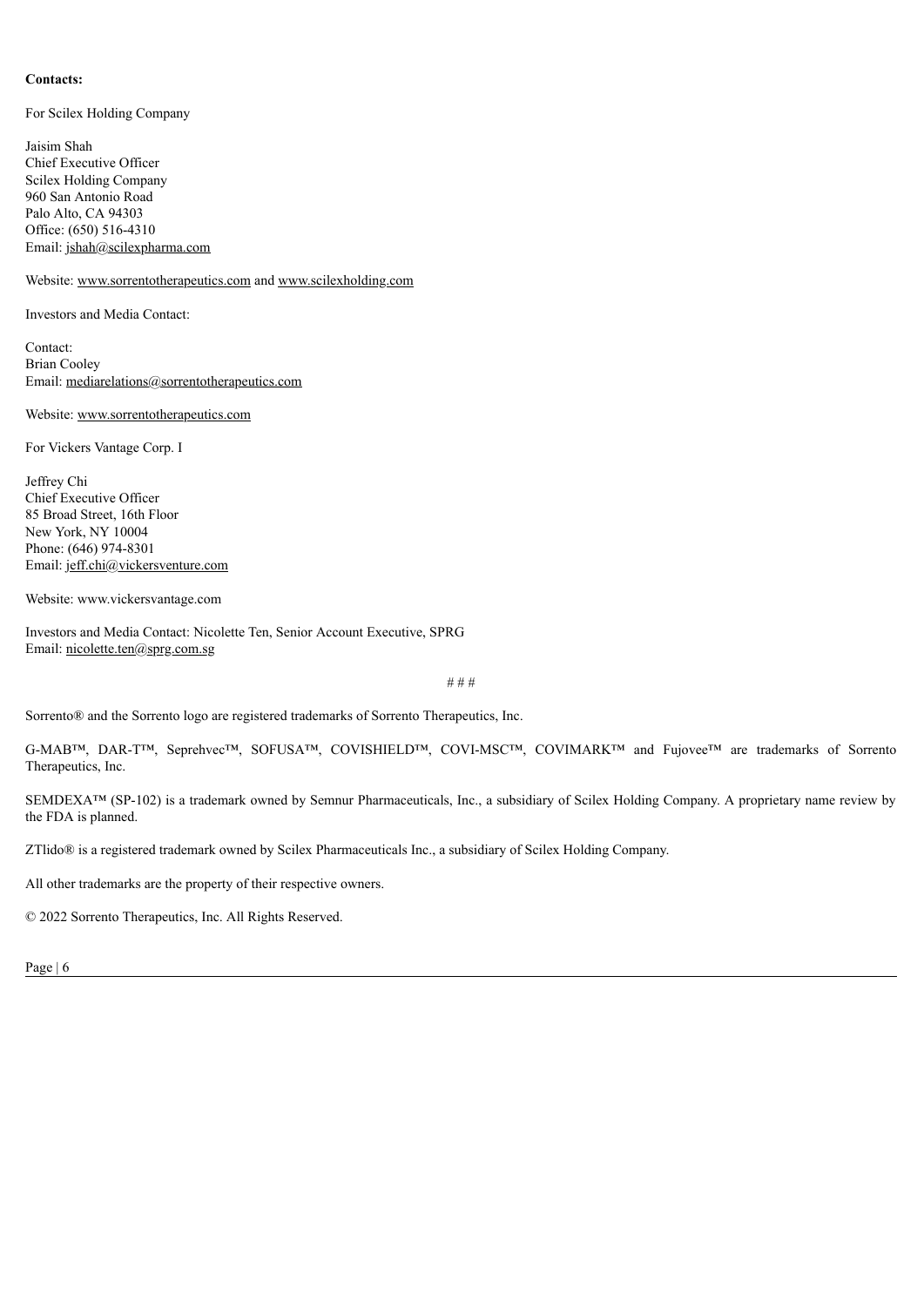**Contacts:**

For Scilex Holding Company

Jaisim Shah
Chief Executive Officer
Scilex Holding Company
960 San Antonio Road
Palo Alto, CA 94303
Office: (650) 516-4310
Email: jshah@scilexpharma.com

Website: www.sorrentotherapeutics.com and www.scilexholding.com

Investors and Media Contact:

Contact:
Brian Cooley
Email: mediarelations@sorrentotherapeutics.com

Website: www.sorrentotherapeutics.com

For Vickers Vantage Corp. I

Jeffrey Chi
Chief Executive Officer
85 Broad Street, 16th Floor
New York, NY 10004
Phone: (646) 974-8301
Email: jeff.chi@vickersventure.com

Website: www.vickersvantage.com

Investors and Media Contact: Nicolette Ten, Senior Account Executive, SPRG
Email: nicolette.ten@sprg.com.sg

# # #

Sorrento® and the Sorrento logo are registered trademarks of Sorrento Therapeutics, Inc.

G-MAB™, DAR-T™, Seprehvec™, SOFUSA™, COVISHIELD™, COVI-MSC™, COVIMARK™ and Fujovee™ are trademarks of Sorrento Therapeutics, Inc.

SEMDEXA™ (SP-102) is a trademark owned by Semnur Pharmaceuticals, Inc., a subsidiary of Scilex Holding Company. A proprietary name review by the FDA is planned.

ZTlido® is a registered trademark owned by Scilex Pharmaceuticals Inc., a subsidiary of Scilex Holding Company.

All other trademarks are the property of their respective owners.

© 2022 Sorrento Therapeutics, Inc. All Rights Reserved.